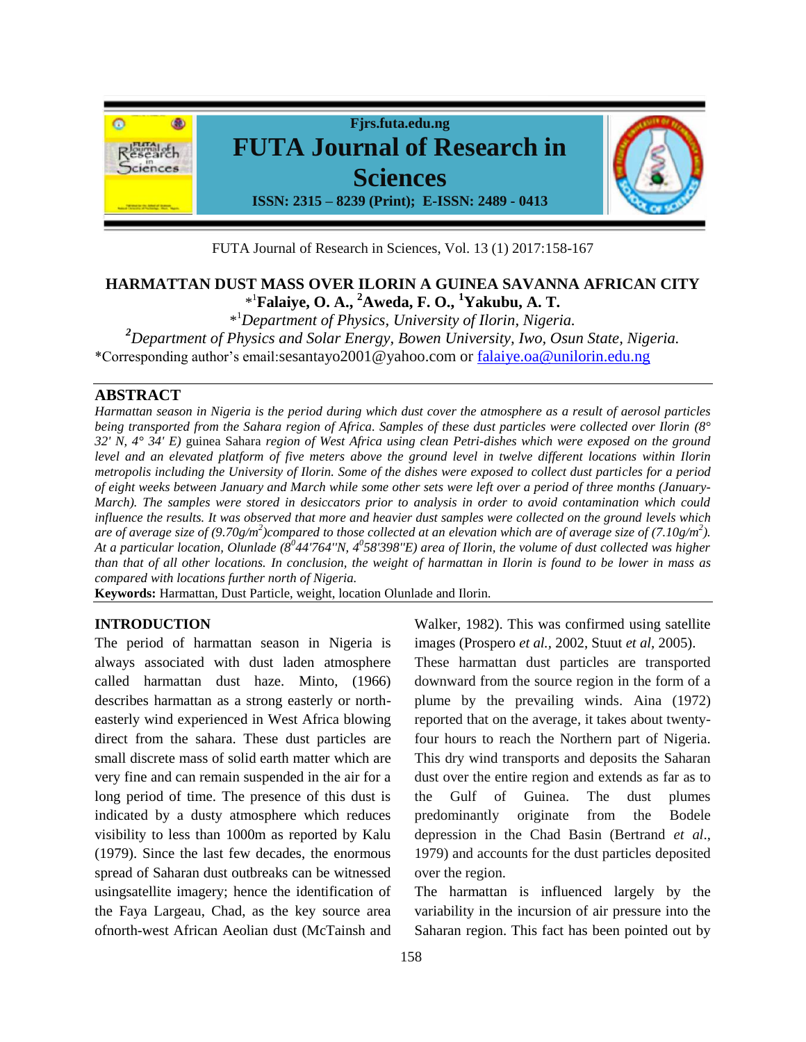# HARMATTAN DUST MASS OVER ILORIN A GUINEA SAVANNA AFRICAN CITY

**\*[1]Falaiye, O. A., [2]Aweda, F. O., [1]Yakubu, A. T.**

\*[1]*Department of Physics, University of Ilorin, Nigeria.*

[2]*Department of Physics and Solar Energy, Bowen University, Iwo, Osun State, Nigeria.*

\*Corresponding author's email:sesantayo2001@yahoo.com or falaiye.oa@unilorin.edu.ng

## ABSTRACT

*Harmattan season in Nigeria is the period during which dust cover the atmosphere as a result of aerosol particles being transported from the Sahara region of Africa. Samples of these dust particles were collected over Ilorin (8° 32' N, 4° 34' E)* guinea Sahara *region of West Africa using clean Petri-dishes which were exposed on the ground level and an elevated platform of five meters above the ground level in twelve different locations within Ilorin metropolis including the University of Ilorin. Some of the dishes were exposed to collect dust particles for a period of eight weeks between January and March while some other sets were left over a period of three months (January-March). The samples were stored in desiccators prior to analysis in order to avoid contamination which could influence the results. It was observed that more and heavier dust samples were collected on the ground levels which are of average size of (9.70g/m$^2$)compared to those collected at an elevation which are of average size of (7.10g/m$^2$). At a particular location, Olunlade (8$^0$44'764''N, 4$^0$58'398''E) area of Ilorin, the volume of dust collected was higher than that of all other locations. In conclusion, the weight of harmattan in Ilorin is found to be lower in mass as compared with locations further north of Nigeria.*

**Keywords:** Harmattan, Dust Particle, weight, location Olunlade and Ilorin.

## INTRODUCTION

The period of harmattan season in Nigeria is always associated with dust laden atmosphere called harmattan dust haze. Minto, (1966) describes harmattan as a strong easterly or north-easterly wind experienced in West Africa blowing direct from the sahara. These dust particles are small discrete mass of solid earth matter which are very fine and can remain suspended in the air for a long period of time. The presence of this dust is indicated by a dusty atmosphere which reduces visibility to less than 1000m as reported by Kalu (1979). Since the last few decades, the enormous spread of Saharan dust outbreaks can be witnessed usingsatellite imagery; hence the identification of the Faya Largeau, Chad, as the key source area ofnorth-west African Aeolian dust (McTainsh and Walker, 1982). This was confirmed using satellite images (Prospero *et al.,* 2002, Stuut *et al*, 2005).

These harmattan dust particles are transported downward from the source region in the form of a plume by the prevailing winds. Aina (1972) reported that on the average, it takes about twenty-four hours to reach the Northern part of Nigeria. This dry wind transports and deposits the Saharan dust over the entire region and extends as far as to the Gulf of Guinea. The dust plumes predominantly originate from the Bodele depression in the Chad Basin (Bertrand *et al*., 1979) and accounts for the dust particles deposited over the region.

The harmattan is influenced largely by the variability in the incursion of air pressure into the Saharan region. This fact has been pointed out by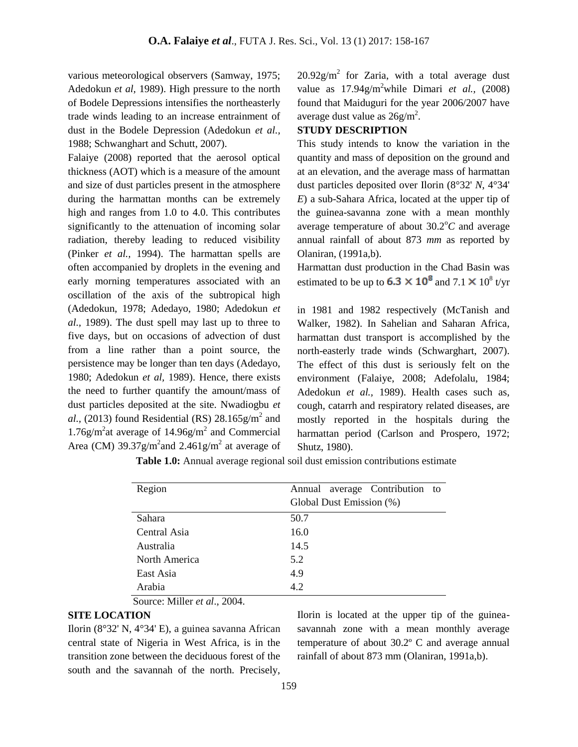various meteorological observers (Samway, 1975; Adedokun *et al,* 1989). High pressure to the north of Bodele Depressions intensifies the northeasterly trade winds leading to an increase entrainment of dust in the Bodele Depression (Adedokun *et al.,* 1988; Schwanghart and Schutt, 2007).

Falaiye (2008) reported that the aerosol optical thickness (AOT) which is a measure of the amount and size of dust particles present in the atmosphere during the harmattan months can be extremely high and ranges from 1.0 to 4.0. This contributes significantly to the attenuation of incoming solar radiation, thereby leading to reduced visibility (Pinker *et al.,* 1994). The harmattan spells are often accompanied by droplets in the evening and early morning temperatures associated with an oscillation of the axis of the subtropical high (Adedokun, 1978; Adedayo, 1980; Adedokun *et al.,* 1989). The dust spell may last up to three to five days, but on occasions of advection of dust from a line rather than a point source, the persistence may be longer than ten days (Adedayo, 1980; Adedokun *et al,* 1989). Hence, there exists the need to further quantify the amount/mass of dust particles deposited at the site. Nwadiogbu *et al.,* (2013) found Residential (RS) 28.165g/m$^2$ and 1.76g/m$^2$at average of 14.96g/m$^2$ and Commercial Area (CM) 39.37g/m$^2$and 2.461g/m$^2$ at average of 20.92g/m$^2$ for Zaria, with a total average dust value as 17.94g/m$^2$while Dimari *et al.,* (2008) found that Maiduguri for the year 2006/2007 have average dust value as 26g/m$^2$.

**STUDY DESCRIPTION**

This study intends to know the variation in the quantity and mass of deposition on the ground and at an elevation, and the average mass of harmattan dust particles deposited over Ilorin (8°32' *N*, 4°34' *E*) a sub-Sahara Africa, located at the upper tip of the guinea-savanna zone with a mean monthly average temperature of about 30.2°*C* and average annual rainfall of about 873 *mm* as reported by Olaniran, (1991a,b).

Harmattan dust production in the Chad Basin was estimated to be up to $6.3 \times 10^8$ and $7.1 \times 10^8$ t/yr in 1981 and 1982 respectively (McTanish and Walker, 1982). In Sahelian and Saharan Africa, harmattan dust transport is accomplished by the north-easterly trade winds (Schwarghart, 2007). The effect of this dust is seriously felt on the environment (Falaiye, 2008; Adefolalu, 1984; Adedokun *et al.,* 1989). Health cases such as, cough, catarrh and respiratory related diseases, are mostly reported in the hospitals during the harmattan period (Carlson and Prospero, 1972; Shutz, 1980).

**Table 1.0:** Annual average regional soil dust emission contributions estimate

| Region | Annual average Contribution to Global Dust Emission (%) |
|---|---|
| Sahara | 50.7 |
| Central Asia | 16.0 |
| Australia | 14.5 |
| North America | 5.2 |
| East Asia | 4.9 |
| Arabia | 4.2 |

Source: Miller *et al*., 2004.

**SITE LOCATION**

Ilorin (8°32' N, 4°34' E), a guinea savanna African central state of Nigeria in West Africa, is in the transition zone between the deciduous forest of the south and the savannah of the north. Precisely, Ilorin is located at the upper tip of the guinea-savannah zone with a mean monthly average temperature of about 30.2º C and average annual rainfall of about 873 mm (Olaniran, 1991a,b).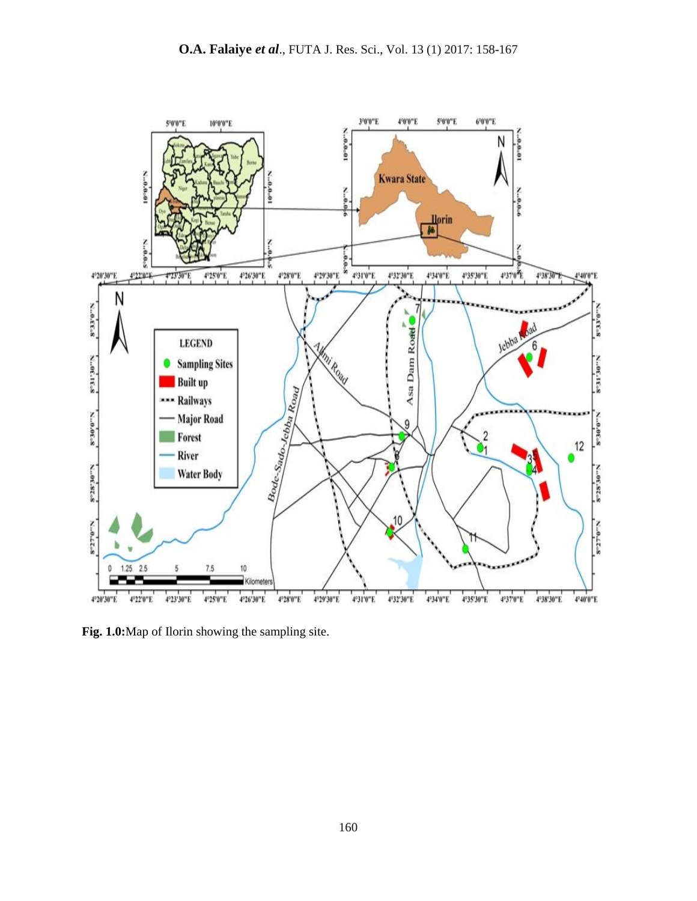**Fig. 1.0:**Map of Ilorin showing the sampling site.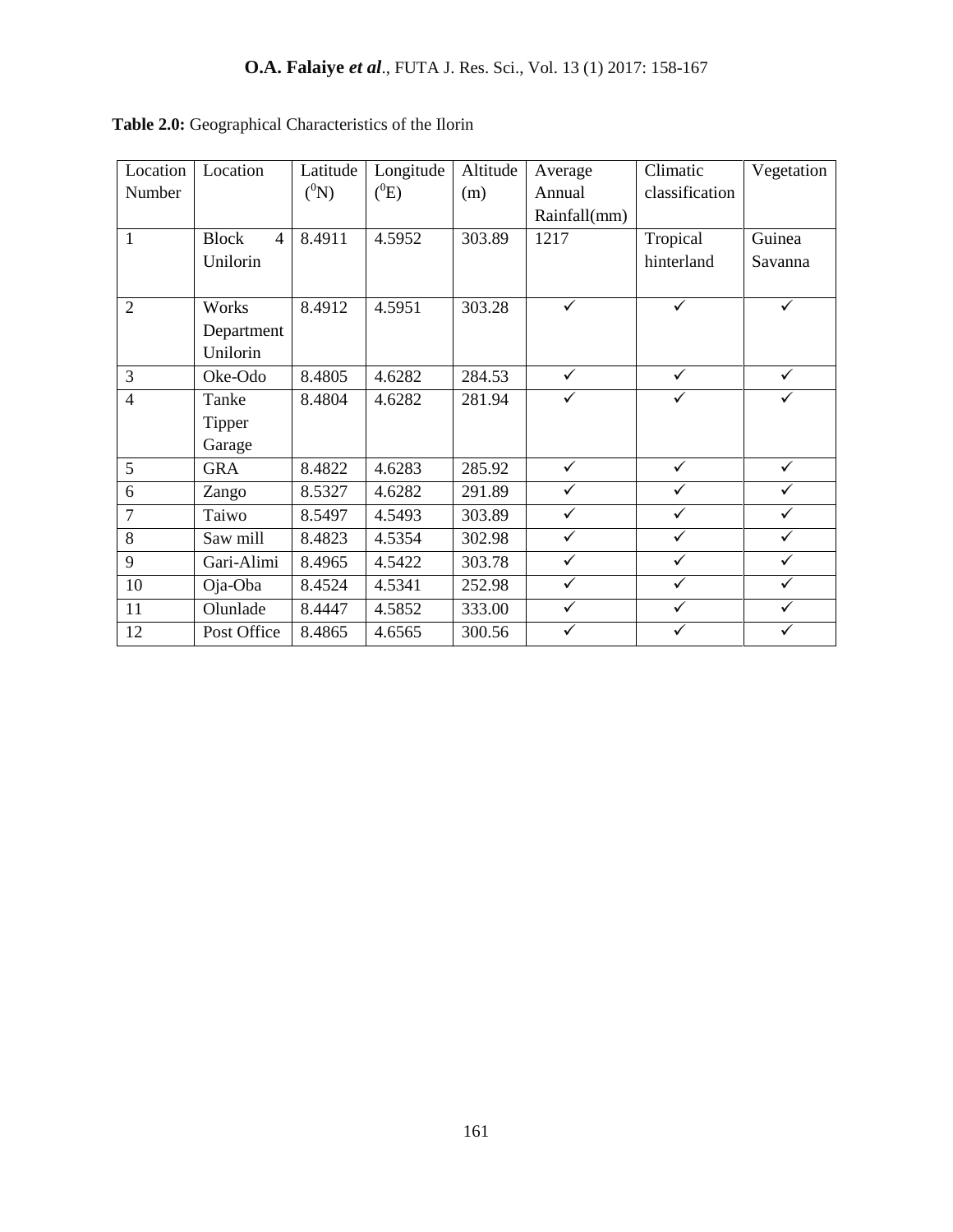**Table 2.0:** Geographical Characteristics of the Ilorin

| Location Number | Location | Latitude ($^0$N) | Longitude ($^0$E) | Altitude (m) | Average Annual Rainfall(mm) | Climatic classification | Vegetation |
|---|---|---|---|---|---|---|---|
| 1 | Block 4 Unilorin | 8.4911 | 4.5952 | 303.89 | 1217 | Tropical hinterland | Guinea Savanna |
| 2 | Works Department Unilorin | 8.4912 | 4.5951 | 303.28 | ✓ | ✓ | ✓ |
| 3 | Oke-Odo | 8.4805 | 4.6282 | 284.53 | ✓ | ✓ | ✓ |
| 4 | Tanke Tipper Garage | 8.4804 | 4.6282 | 281.94 | ✓ | ✓ | ✓ |
| 5 | GRA | 8.4822 | 4.6283 | 285.92 | ✓ | ✓ | ✓ |
| 6 | Zango | 8.5327 | 4.6282 | 291.89 | ✓ | ✓ | ✓ |
| 7 | Taiwo | 8.5497 | 4.5493 | 303.89 | ✓ | ✓ | ✓ |
| 8 | Saw mill | 8.4823 | 4.5354 | 302.98 | ✓ | ✓ | ✓ |
| 9 | Gari-Alimi | 8.4965 | 4.5422 | 303.78 | ✓ | ✓ | ✓ |
| 10 | Oja-Oba | 8.4524 | 4.5341 | 252.98 | ✓ | ✓ | ✓ |
| 11 | Olunlade | 8.4447 | 4.5852 | 333.00 | ✓ | ✓ | ✓ |
| 12 | Post Office | 8.4865 | 4.6565 | 300.56 | ✓ | ✓ | ✓ |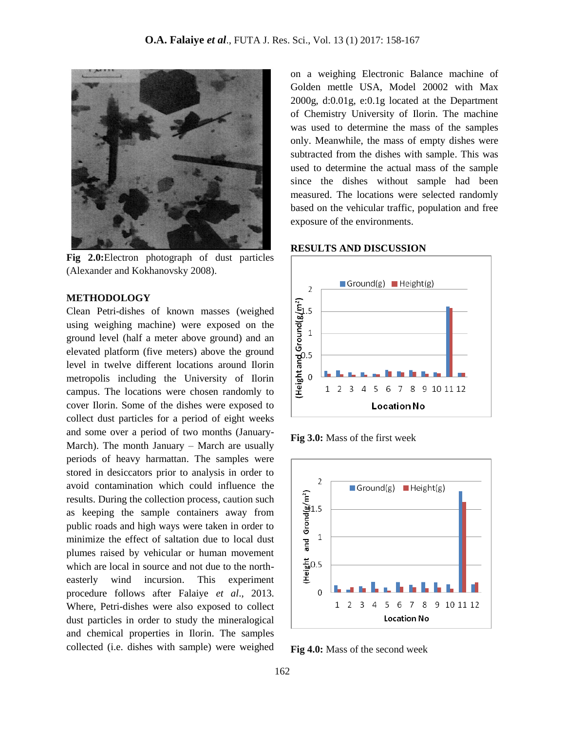Fig 2.0: Electron photograph of dust particles (Alexander and Kokhanovsky 2008).

## METHODOLOGY

Clean Petri-dishes of known masses (weighed using weighing machine) were exposed on the ground level (half a meter above ground) and an elevated platform (five meters) above the ground level in twelve different locations around Ilorin metropolis including the University of Ilorin campus. The locations were chosen randomly to cover Ilorin. Some of the dishes were exposed to collect dust particles for a period of eight weeks and some over a period of two months (January-March). The month January – March are usually periods of heavy harmattan. The samples were stored in desiccators prior to analysis in order to avoid contamination which could influence the results. During the collection process, caution such as keeping the sample containers away from public roads and high ways were taken in order to minimize the effect of saltation due to local dust plumes raised by vehicular or human movement which are local in source and not due to the north-easterly wind incursion. This experiment procedure follows after Falaiye *et al*., 2013. Where, Petri-dishes were also exposed to collect dust particles in order to study the mineralogical and chemical properties in Ilorin. The samples collected (i.e. dishes with sample) were weighed on a weighing Electronic Balance machine of Golden mettle USA, Model 20002 with Max 2000g, d:0.01g, e:0.1g located at the Department of Chemistry University of Ilorin. The machine was used to determine the mass of the samples only. Meanwhile, the mass of empty dishes were subtracted from the dishes with sample. This was used to determine the actual mass of the sample since the dishes without sample had been measured. The locations were selected randomly based on the vehicular traffic, population and free exposure of the environments.

## RESULTS AND DISCUSSION

**Fig 3.0:** Mass of the first week

**Fig 4.0:** Mass of the second week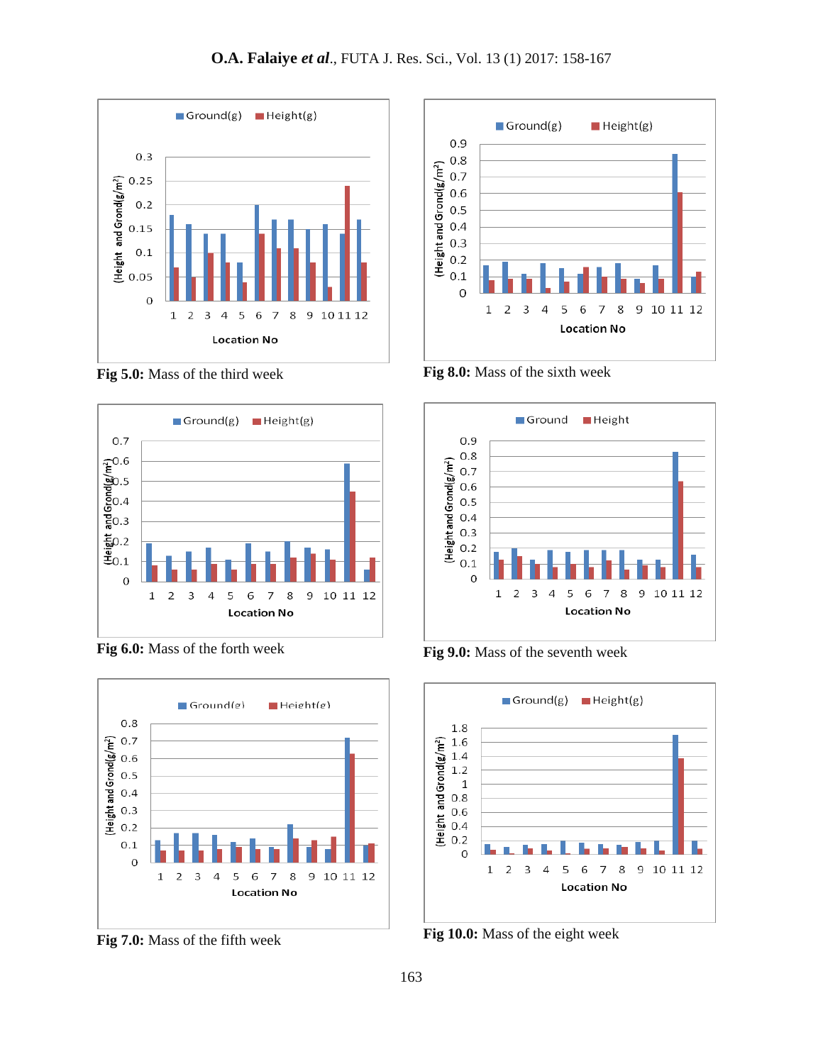Fig 5.0: Mass of the third week

Fig 8.0: Mass of the sixth week

Fig 6.0: Mass of the forth week

Fig 9.0: Mass of the seventh week

Fig 7.0: Mass of the fifth week

Fig 10.0: Mass of the eight week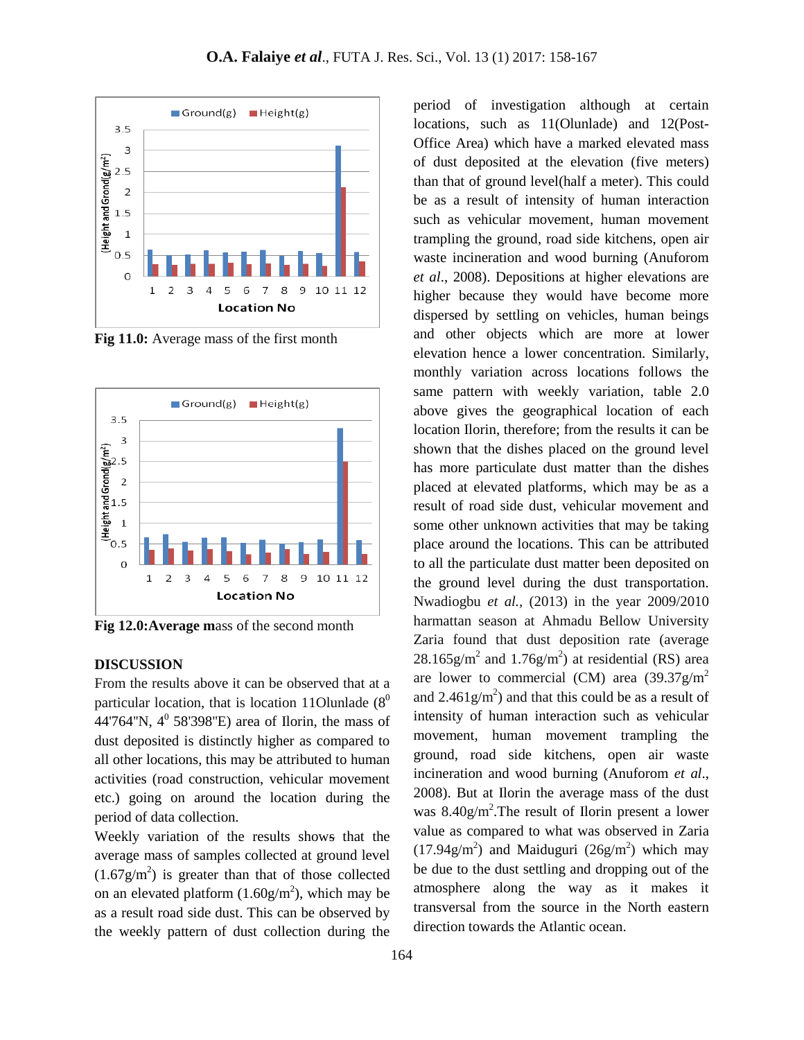Fig 11.0: Average mass of the first month

Fig 12.0: Average mass of the second month

## DISCUSSION

From the results above it can be observed that at a particular location, that is location 11Olunlade ($8^0$ 44'764"N, $4^0$ 58'398"E) area of Ilorin, the mass of dust deposited is distinctly higher as compared to all other locations, this may be attributed to human activities (road construction, vehicular movement etc.) going on around the location during the period of data collection.

Weekly variation of the results shows that the average mass of samples collected at ground level ($1.67 g/m^2$) is greater than that of those collected on an elevated platform ($1.60 g/m^2$), which may be as a result road side dust. This can be observed by the weekly pattern of dust collection during the period of investigation although at certain locations, such as 11(Olunlade) and 12(Post-Office Area) which have a marked elevated mass of dust deposited at the elevation (five meters) than that of ground level(half a meter). This could be as a result of intensity of human interaction such as vehicular movement, human movement trampling the ground, road side kitchens, open air waste incineration and wood burning (Anuforom *et al*., 2008). Depositions at higher elevations are higher because they would have become more dispersed by settling on vehicles, human beings and other objects which are more at lower elevation hence a lower concentration. Similarly, monthly variation across locations follows the same pattern with weekly variation, table 2.0 above gives the geographical location of each location Ilorin, therefore; from the results it can be shown that the dishes placed on the ground level has more particulate dust matter than the dishes placed at elevated platforms, which may be as a result of road side dust, vehicular movement and some other unknown activities that may be taking place around the locations. This can be attributed to all the particulate dust matter been deposited on the ground level during the dust transportation. Nwadiogbu *et al.*, (2013) in the year 2009/2010 harmattan season at Ahmadu Bellow University Zaria found that dust deposition rate (average $28.165 g/m^2$ and $1.76 g/m^2$) at residential (RS) area are lower to commercial (CM) area ($39.37 g/m^2$ and $2.461 g/m^2$) and that this could be as a result of intensity of human interaction such as vehicular movement, human movement trampling the ground, road side kitchens, open air waste incineration and wood burning (Anuforom *et al*., 2008). But at Ilorin the average mass of the dust was $8.40 g/m^2$.The result of Ilorin present a lower value as compared to what was observed in Zaria ($17.94 g/m^2$) and Maiduguri ($26 g/m^2$) which may be due to the dust settling and dropping out of the atmosphere along the way as it makes it transversal from the source in the North eastern direction towards the Atlantic ocean.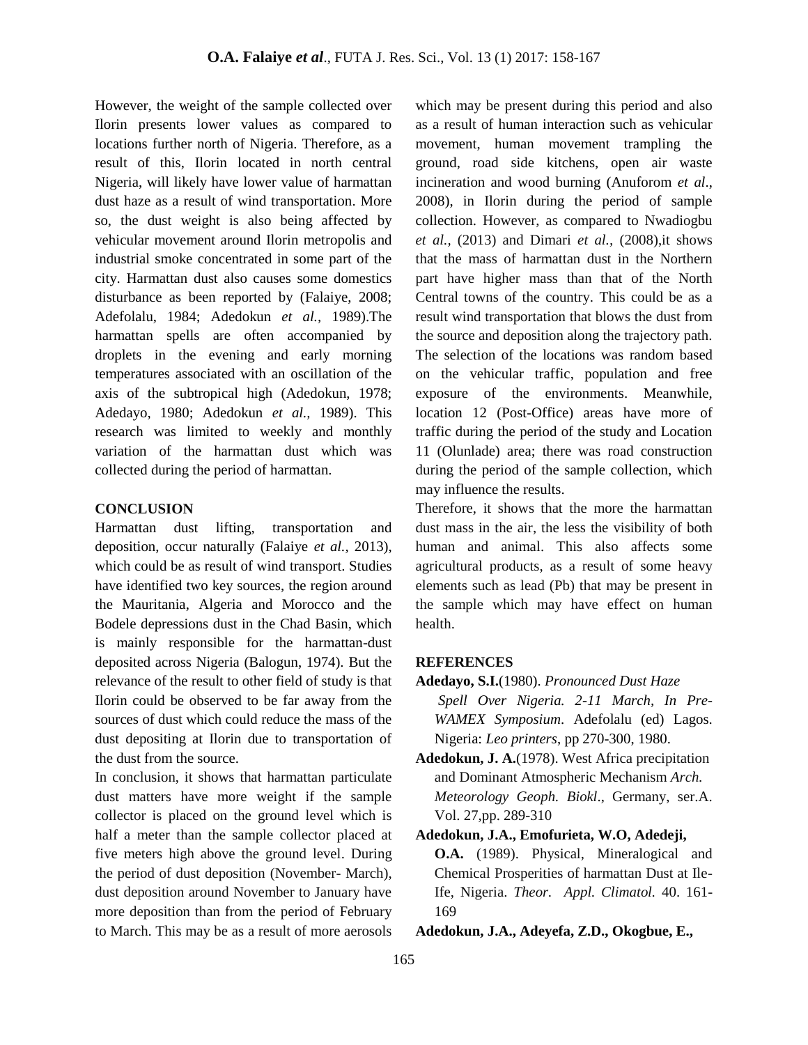However, the weight of the sample collected over Ilorin presents lower values as compared to locations further north of Nigeria. Therefore, as a result of this, Ilorin located in north central Nigeria, will likely have lower value of harmattan dust haze as a result of wind transportation. More so, the dust weight is also being affected by vehicular movement around Ilorin metropolis and industrial smoke concentrated in some part of the city. Harmattan dust also causes some domestics disturbance as been reported by (Falaiye, 2008; Adefolalu, 1984; Adedokun *et al.,* 1989).The harmattan spells are often accompanied by droplets in the evening and early morning temperatures associated with an oscillation of the axis of the subtropical high (Adedokun, 1978; Adedayo, 1980; Adedokun *et al.*, 1989). This research was limited to weekly and monthly variation of the harmattan dust which was collected during the period of harmattan.

## CONCLUSION

Harmattan dust lifting, transportation and deposition, occur naturally (Falaiye *et al.*, 2013), which could be as result of wind transport. Studies have identified two key sources, the region around the Mauritania, Algeria and Morocco and the Bodele depressions dust in the Chad Basin, which is mainly responsible for the harmattan-dust deposited across Nigeria (Balogun, 1974). But the relevance of the result to other field of study is that Ilorin could be observed to be far away from the sources of dust which could reduce the mass of the dust depositing at Ilorin due to transportation of the dust from the source.

In conclusion, it shows that harmattan particulate dust matters have more weight if the sample collector is placed on the ground level which is half a meter than the sample collector placed at five meters high above the ground level. During the period of dust deposition (November- March), dust deposition around November to January have more deposition than from the period of February to March. This may be as a result of more aerosols which may be present during this period and also as a result of human interaction such as vehicular movement, human movement trampling the ground, road side kitchens, open air waste incineration and wood burning (Anuforom *et al*., 2008), in Ilorin during the period of sample collection. However, as compared to Nwadiogbu *et al.*, (2013) and Dimari *et al.*, (2008),it shows that the mass of harmattan dust in the Northern part have higher mass than that of the North Central towns of the country. This could be as a result wind transportation that blows the dust from the source and deposition along the trajectory path. The selection of the locations was random based on the vehicular traffic, population and free exposure of the environments. Meanwhile, location 12 (Post-Office) areas have more of traffic during the period of the study and Location 11 (Olunlade) area; there was road construction during the period of the sample collection, which may influence the results.

Therefore, it shows that the more the harmattan dust mass in the air, the less the visibility of both human and animal. This also affects some agricultural products, as a result of some heavy elements such as lead (Pb) that may be present in the sample which may have effect on human health.

## REFERENCES

**Adedayo, S.I.**(1980). *Pronounced Dust Haze Spell Over Nigeria. 2-11 March, In Pre-WAMEX Symposium*. Adefolalu (ed) Lagos. Nigeria: *Leo printers*, pp 270-300, 1980.

**Adedokun, J. A.**(1978). West Africa precipitation and Dominant Atmospheric Mechanism *Arch. Meteorology Geoph. Biokl*., Germany, ser.A. Vol. 27,pp. 289-310

**Adedokun, J.A., Emofurieta, W.O, Adedeji, O.A.** (1989). Physical, Mineralogical and Chemical Prosperities of harmattan Dust at Ile-Ife, Nigeria. *Theor. Appl. Climatol.* 40. 161-169

**Adedokun, J.A., Adeyefa, Z.D., Okogbue, E.,**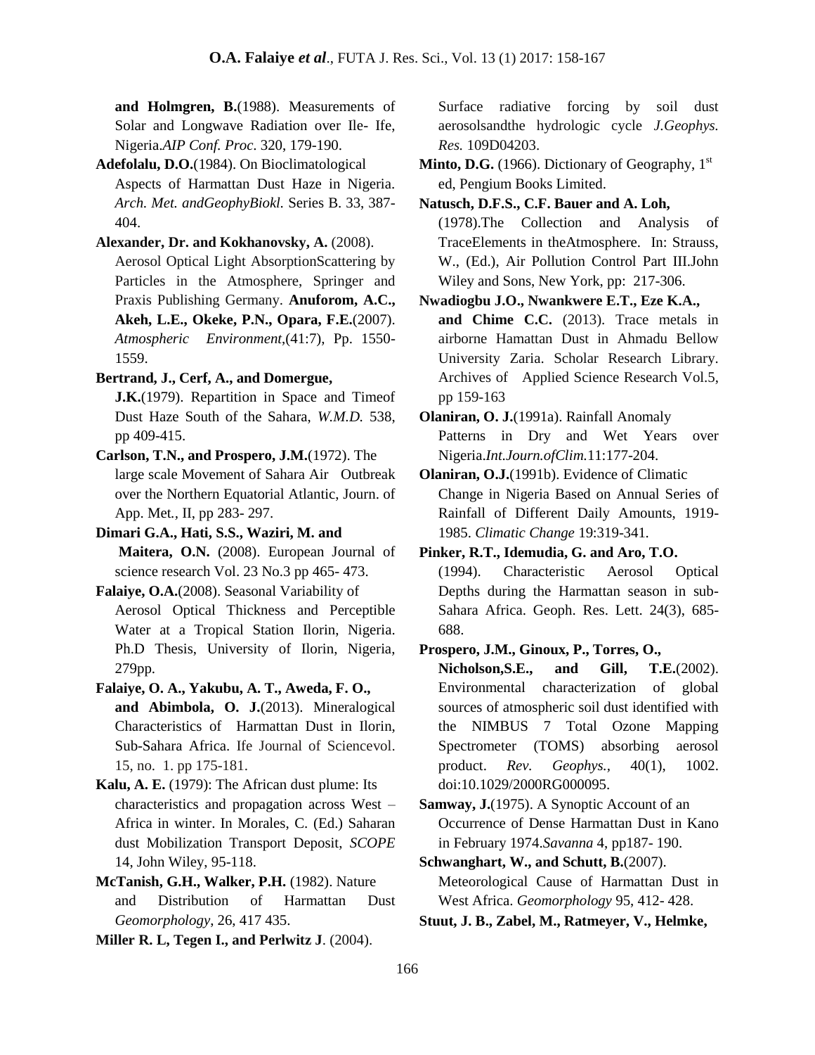**and Holmgren, B.**(1988). Measurements of Solar and Longwave Radiation over Ile- Ife, Nigeria.*AIP Conf. Proc.* 320, 179-190.

**Adefolalu, D.O.**(1984). On Bioclimatological Aspects of Harmattan Dust Haze in Nigeria. *Arch. Met. andGeophyBiokl.* Series B. 33, 387-404.

**Alexander, Dr. and Kokhanovsky, A.** (2008). Aerosol Optical Light AbsorptionScattering by Particles in the Atmosphere, Springer and Praxis Publishing Germany. **Anuforom, A.C., Akeh, L.E., Okeke, P.N., Opara, F.E.**(2007). *Atmospheric Environment*,(41:7), Pp. 1550-1559.

**Bertrand, J., Cerf, A., and Domergue, J.K.**(1979). Repartition in Space and Timeof Dust Haze South of the Sahara, *W.M.D.* 538, pp 409-415.

**Carlson, T.N., and Prospero, J.M.**(1972). The large scale Movement of Sahara Air Outbreak over the Northern Equatorial Atlantic, Journ. of App. Met., II, pp 283- 297.

**Dimari G.A., Hati, S.S., Waziri, M. and Maitera, O.N.** (2008). European Journal of science research Vol. 23 No.3 pp 465- 473.

**Falaiye, O.A.**(2008). Seasonal Variability of Aerosol Optical Thickness and Perceptible Water at a Tropical Station Ilorin, Nigeria. Ph.D Thesis, University of Ilorin, Nigeria, 279pp.

**Falaiye, O. A., Yakubu, A. T., Aweda, F. O., and Abimbola, O. J.**(2013). Mineralogical Characteristics of Harmattan Dust in Ilorin, Sub-Sahara Africa. Ife Journal of Sciencevol. 15, no. 1. pp 175-181.

**Kalu, A. E.** (1979): The African dust plume: Its characteristics and propagation across West – Africa in winter. In Morales, C. (Ed.) Saharan dust Mobilization Transport Deposit, *SCOPE* 14, John Wiley, 95-118.

**McTanish, G.H., Walker, P.H.** (1982). Nature and Distribution of Harmattan Dust *Geomorphology*, 26, 417 435.

**Miller R. L, Tegen I., and Perlwitz J**. (2004). Surface radiative forcing by soil dust aerosolsandthe hydrologic cycle *J.Geophys. Res.* 109D04203.

**Minto, D.G.** (1966). Dictionary of Geography, 1st ed, Pengium Books Limited.

**Natusch, D.F.S., C.F. Bauer and A. Loh,** (1978).The Collection and Analysis of TraceElements in theAtmosphere. In: Strauss, W., (Ed.), Air Pollution Control Part III.John Wiley and Sons, New York, pp: 217-306.

**Nwadiogbu J.O., Nwankwere E.T., Eze K.A., and Chime C.C.** (2013). Trace metals in airborne Hamattan Dust in Ahmadu Bellow University Zaria. Scholar Research Library. Archives of Applied Science Research Vol.5, pp 159-163

**Olaniran, O. J.**(1991a). Rainfall Anomaly Patterns in Dry and Wet Years over Nigeria.*Int.Journ.ofClim.*11:177-204.

**Olaniran, O.J.**(1991b). Evidence of Climatic Change in Nigeria Based on Annual Series of Rainfall of Different Daily Amounts, 1919-1985. *Climatic Change* 19:319-341.

**Pinker, R.T., Idemudia, G. and Aro, T.O.** (1994). Characteristic Aerosol Optical Depths during the Harmattan season in sub-Sahara Africa. Geoph. Res. Lett. 24(3), 685-688.

**Prospero, J.M., Ginoux, P., Torres, O., Nicholson,S.E., and Gill, T.E.**(2002). Environmental characterization of global sources of atmospheric soil dust identified with the NIMBUS 7 Total Ozone Mapping Spectrometer (TOMS) absorbing aerosol product. *Rev. Geophys.*, 40(1), 1002. doi:10.1029/2000RG000095.

**Samway, J.**(1975). A Synoptic Account of an Occurrence of Dense Harmattan Dust in Kano in February 1974.*Savanna* 4, pp187- 190.

**Schwanghart, W., and Schutt, B.**(2007). Meteorological Cause of Harmattan Dust in West Africa. *Geomorphology* 95, 412- 428.

**Stuut, J. B., Zabel, M., Ratmeyer, V., Helmke,**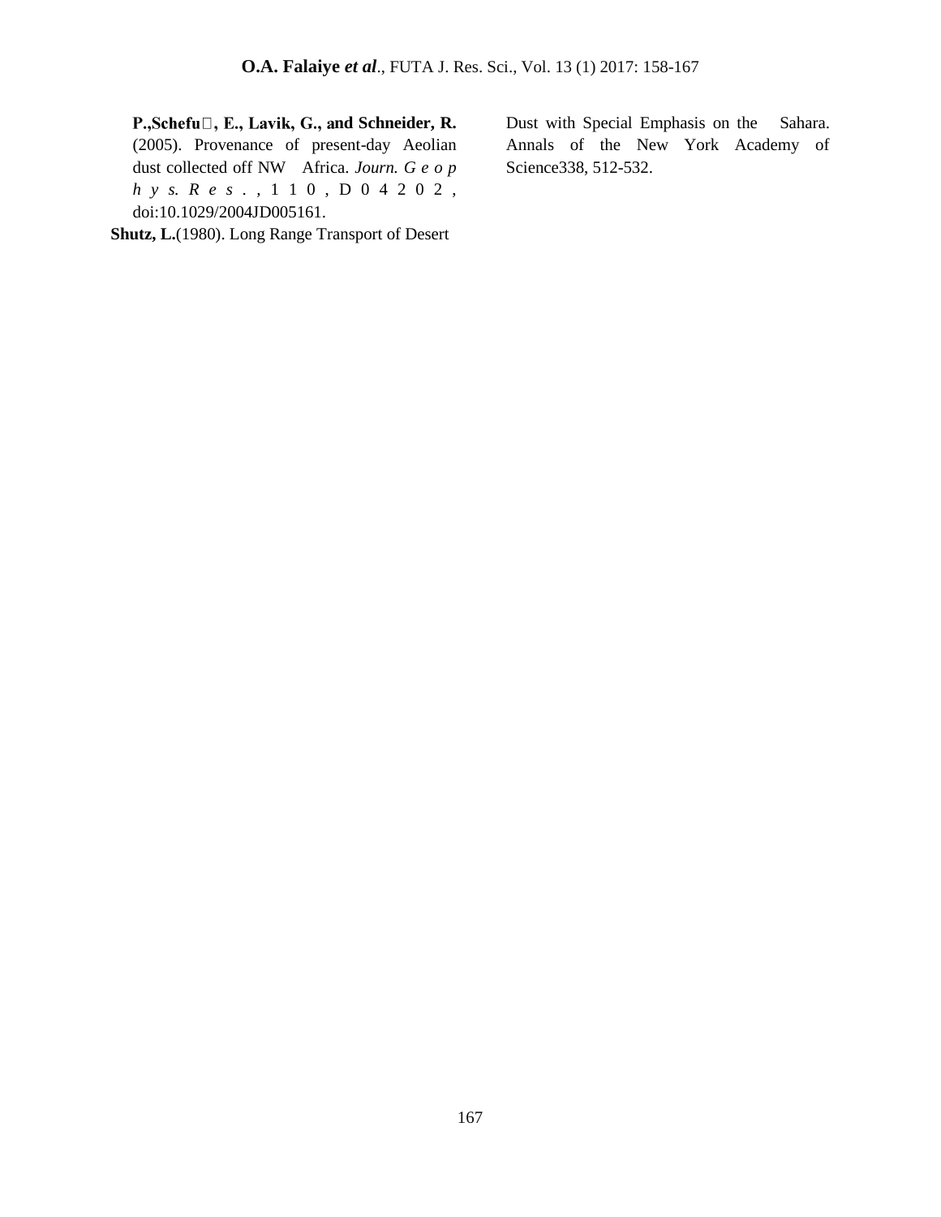**P.,Schefu�, E., Lavik, G., and Schneider, R.** (2005). Provenance of present-day Aeolian dust collected off NW Africa. *Journ. Geophys. Res.*, 110, D04202, doi:10.1029/2004JD005161.

**Shutz, L.**(1980). Long Range Transport of Desert Dust with Special Emphasis on the Sahara. Annals of the New York Academy of Science338, 512-532.